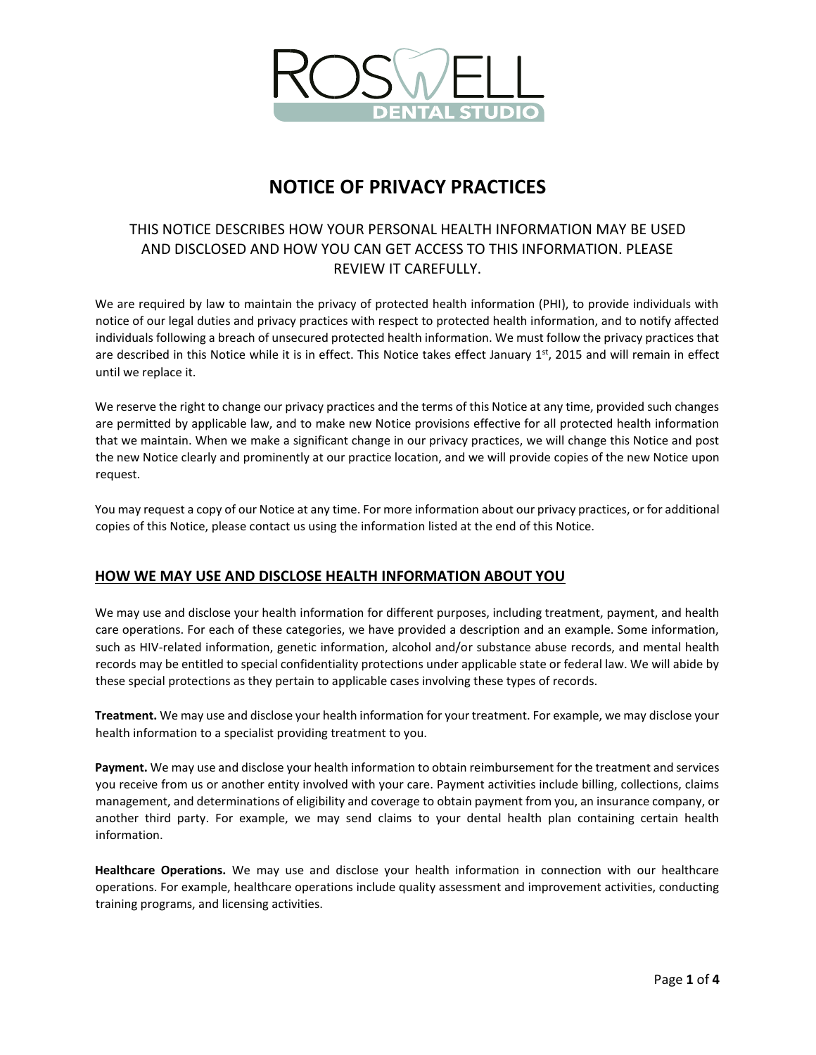ROSWELL DENTAL STUDIO

# NOTICE OF PRIVACY PRACTICES

## THIS NOTICE DESCRIBES HOW YOUR PERSONAL HEALTH INFORMATION MAY BE USED AND DISCLOSED AND HOW YOU CAN GET ACCESS TO THIS INFORMATION. PLEASE REVIEW IT CAREFULLY.

We are required by law to maintain the privacy of protected health information (PHI), to provide individuals with notice of our legal duties and privacy practices with respect to protected health information, and to notify affected individuals following a breach of unsecured protected health information. We must follow the privacy practices that are described in this Notice while it is in effect. This Notice takes effect January 1st, 2015 and will remain in effect until we replace it.

We reserve the right to change our privacy practices and the terms of this Notice at any time, provided such changes are permitted by applicable law, and to make new Notice provisions effective for all protected health information that we maintain. When we make a significant change in our privacy practices, we will change this Notice and post the new Notice clearly and prominently at our practice location, and we will provide copies of the new Notice upon request.

You may request a copy of our Notice at any time. For more information about our privacy practices, or for additional copies of this Notice, please contact us using the information listed at the end of this Notice.

## HOW WE MAY USE AND DISCLOSE HEALTH INFORMATION ABOUT YOU

We may use and disclose your health information for different purposes, including treatment, payment, and health care operations. For each of these categories, we have provided a description and an example. Some information, such as HIV-related information, genetic information, alcohol and/or substance abuse records, and mental health records may be entitled to special confidentiality protections under applicable state or federal law. We will abide by these special protections as they pertain to applicable cases involving these types of records.

**Treatment.** We may use and disclose your health information for your treatment. For example, we may disclose your health information to a specialist providing treatment to you.

**Payment.** We may use and disclose your health information to obtain reimbursement for the treatment and services you receive from us or another entity involved with your care. Payment activities include billing, collections, claims management, and determinations of eligibility and coverage to obtain payment from you, an insurance company, or another third party. For example, we may send claims to your dental health plan containing certain health information.

**Healthcare Operations.** We may use and disclose your health information in connection with our healthcare operations. For example, healthcare operations include quality assessment and improvement activities, conducting training programs, and licensing activities.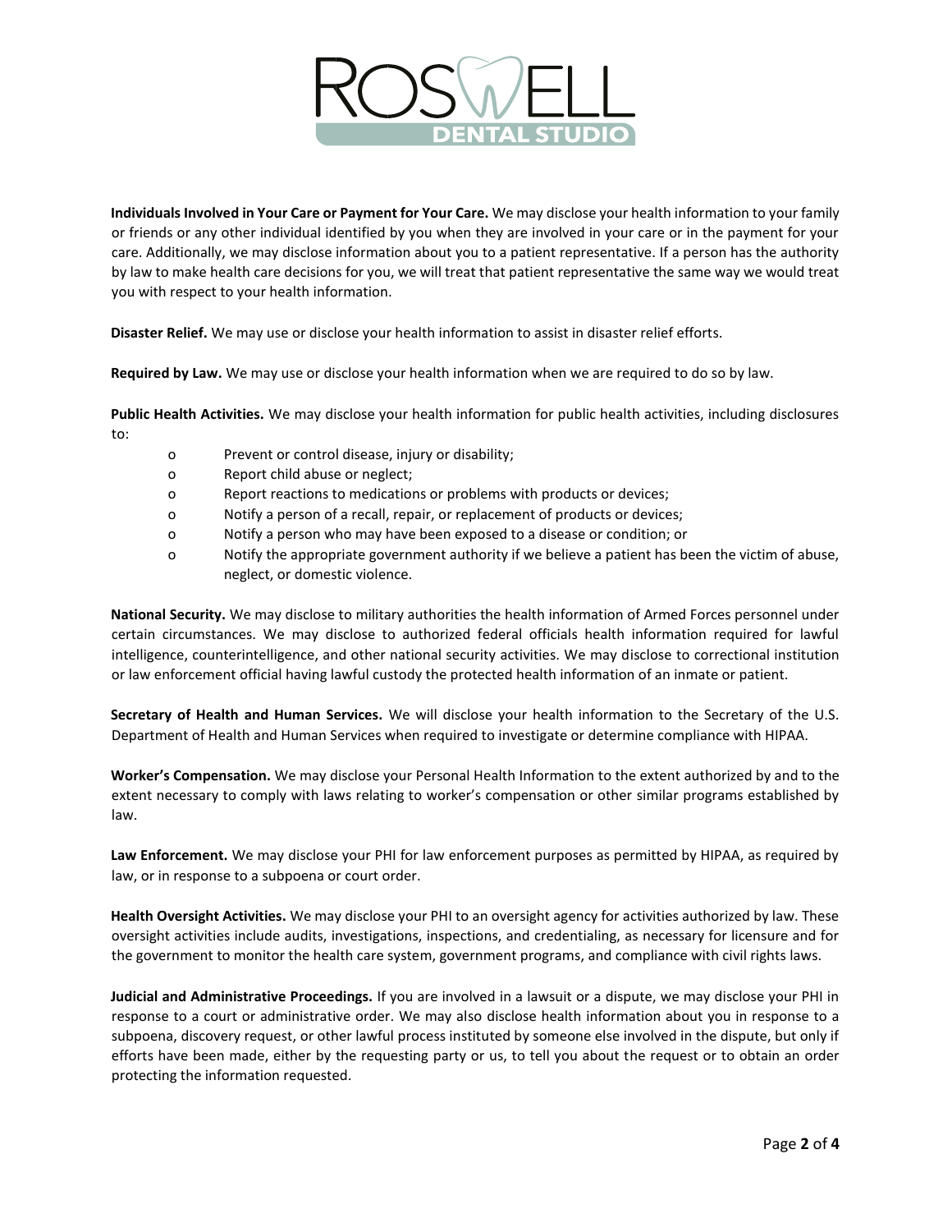**Individuals Involved in Your Care or Payment for Your Care.** We may disclose your health information to your family or friends or any other individual identified by you when they are involved in your care or in the payment for your care. Additionally, we may disclose information about you to a patient representative. If a person has the authority by law to make health care decisions for you, we will treat that patient representative the same way we would treat you with respect to your health information.

**Disaster Relief.** We may use or disclose your health information to assist in disaster relief efforts.

**Required by Law.** We may use or disclose your health information when we are required to do so by law.

**Public Health Activities.** We may disclose your health information for public health activities, including disclosures to:

- Prevent or control disease, injury or disability;
- Report child abuse or neglect;
- Report reactions to medications or problems with products or devices;
- Notify a person of a recall, repair, or replacement of products or devices;
- Notify a person who may have been exposed to a disease or condition; or
- Notify the appropriate government authority if we believe a patient has been the victim of abuse, neglect, or domestic violence.

**National Security.** We may disclose to military authorities the health information of Armed Forces personnel under certain circumstances. We may disclose to authorized federal officials health information required for lawful intelligence, counterintelligence, and other national security activities. We may disclose to correctional institution or law enforcement official having lawful custody the protected health information of an inmate or patient.

**Secretary of Health and Human Services.** We will disclose your health information to the Secretary of the U.S. Department of Health and Human Services when required to investigate or determine compliance with HIPAA.

**Worker's Compensation.** We may disclose your Personal Health Information to the extent authorized by and to the extent necessary to comply with laws relating to worker's compensation or other similar programs established by law.

**Law Enforcement.** We may disclose your PHI for law enforcement purposes as permitted by HIPAA, as required by law, or in response to a subpoena or court order.

**Health Oversight Activities.** We may disclose your PHI to an oversight agency for activities authorized by law. These oversight activities include audits, investigations, inspections, and credentialing, as necessary for licensure and for the government to monitor the health care system, government programs, and compliance with civil rights laws.

**Judicial and Administrative Proceedings.** If you are involved in a lawsuit or a dispute, we may disclose your PHI in response to a court or administrative order. We may also disclose health information about you in response to a subpoena, discovery request, or other lawful process instituted by someone else involved in the dispute, but only if efforts have been made, either by the requesting party or us, to tell you about the request or to obtain an order protecting the information requested.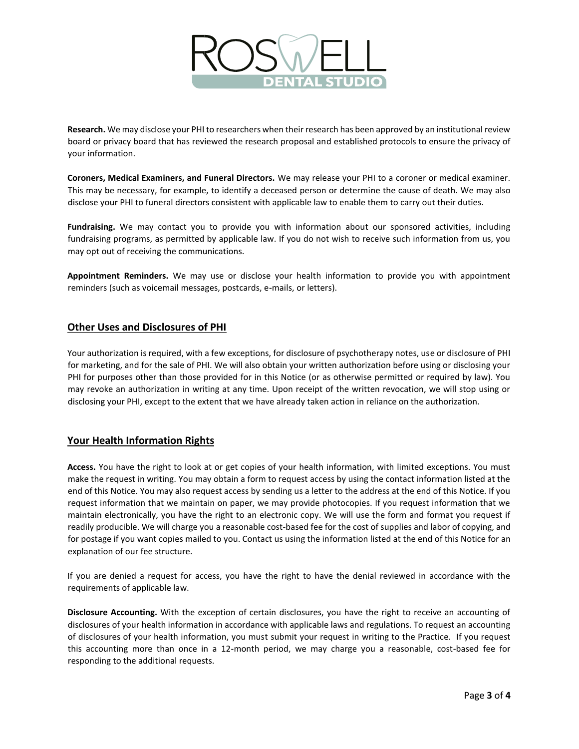**Research.** We may disclose your PHI to researchers when their research has been approved by an institutional review board or privacy board that has reviewed the research proposal and established protocols to ensure the privacy of your information.

**Coroners, Medical Examiners, and Funeral Directors.** We may release your PHI to a coroner or medical examiner. This may be necessary, for example, to identify a deceased person or determine the cause of death. We may also disclose your PHI to funeral directors consistent with applicable law to enable them to carry out their duties.

**Fundraising.** We may contact you to provide you with information about our sponsored activities, including fundraising programs, as permitted by applicable law. If you do not wish to receive such information from us, you may opt out of receiving the communications.

**Appointment Reminders.** We may use or disclose your health information to provide you with appointment reminders (such as voicemail messages, postcards, e-mails, or letters).

## Other Uses and Disclosures of PHI

Your authorization is required, with a few exceptions, for disclosure of psychotherapy notes, use or disclosure of PHI for marketing, and for the sale of PHI. We will also obtain your written authorization before using or disclosing your PHI for purposes other than those provided for in this Notice (or as otherwise permitted or required by law). You may revoke an authorization in writing at any time. Upon receipt of the written revocation, we will stop using or disclosing your PHI, except to the extent that we have already taken action in reliance on the authorization.

## Your Health Information Rights

**Access.** You have the right to look at or get copies of your health information, with limited exceptions. You must make the request in writing. You may obtain a form to request access by using the contact information listed at the end of this Notice. You may also request access by sending us a letter to the address at the end of this Notice. If you request information that we maintain on paper, we may provide photocopies. If you request information that we maintain electronically, you have the right to an electronic copy. We will use the form and format you request if readily producible. We will charge you a reasonable cost-based fee for the cost of supplies and labor of copying, and for postage if you want copies mailed to you. Contact us using the information listed at the end of this Notice for an explanation of our fee structure.

If you are denied a request for access, you have the right to have the denial reviewed in accordance with the requirements of applicable law.

**Disclosure Accounting.** With the exception of certain disclosures, you have the right to receive an accounting of disclosures of your health information in accordance with applicable laws and regulations. To request an accounting of disclosures of your health information, you must submit your request in writing to the Practice. If you request this accounting more than once in a 12-month period, we may charge you a reasonable, cost-based fee for responding to the additional requests.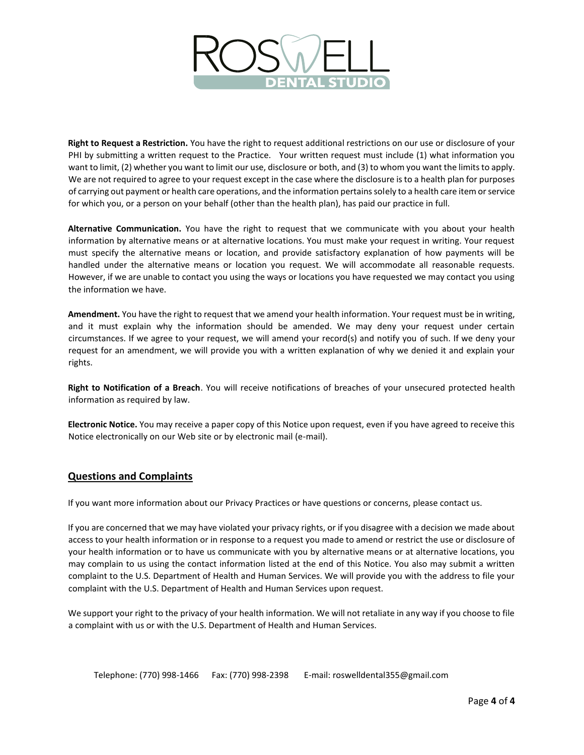**Right to Request a Restriction.** You have the right to request additional restrictions on our use or disclosure of your PHI by submitting a written request to the Practice. Your written request must include (1) what information you want to limit, (2) whether you want to limit our use, disclosure or both, and (3) to whom you want the limits to apply. We are not required to agree to your request except in the case where the disclosure is to a health plan for purposes of carrying out payment or health care operations, and the information pertains solely to a health care item or service for which you, or a person on your behalf (other than the health plan), has paid our practice in full.

**Alternative Communication.** You have the right to request that we communicate with you about your health information by alternative means or at alternative locations. You must make your request in writing. Your request must specify the alternative means or location, and provide satisfactory explanation of how payments will be handled under the alternative means or location you request. We will accommodate all reasonable requests. However, if we are unable to contact you using the ways or locations you have requested we may contact you using the information we have.

**Amendment.** You have the right to request that we amend your health information. Your request must be in writing, and it must explain why the information should be amended. We may deny your request under certain circumstances. If we agree to your request, we will amend your record(s) and notify you of such. If we deny your request for an amendment, we will provide you with a written explanation of why we denied it and explain your rights.

**Right to Notification of a Breach**. You will receive notifications of breaches of your unsecured protected health information as required by law.

**Electronic Notice.** You may receive a paper copy of this Notice upon request, even if you have agreed to receive this Notice electronically on our Web site or by electronic mail (e-mail).

## Questions and Complaints

If you want more information about our Privacy Practices or have questions or concerns, please contact us.

If you are concerned that we may have violated your privacy rights, or if you disagree with a decision we made about access to your health information or in response to a request you made to amend or restrict the use or disclosure of your health information or to have us communicate with you by alternative means or at alternative locations, you may complain to us using the contact information listed at the end of this Notice. You also may submit a written complaint to the U.S. Department of Health and Human Services. We will provide you with the address to file your complaint with the U.S. Department of Health and Human Services upon request.

We support your right to the privacy of your health information. We will not retaliate in any way if you choose to file a complaint with us or with the U.S. Department of Health and Human Services.

Telephone: (770) 998-1466 Fax: (770) 998-2398 E-mail: roswelldental355@gmail.com